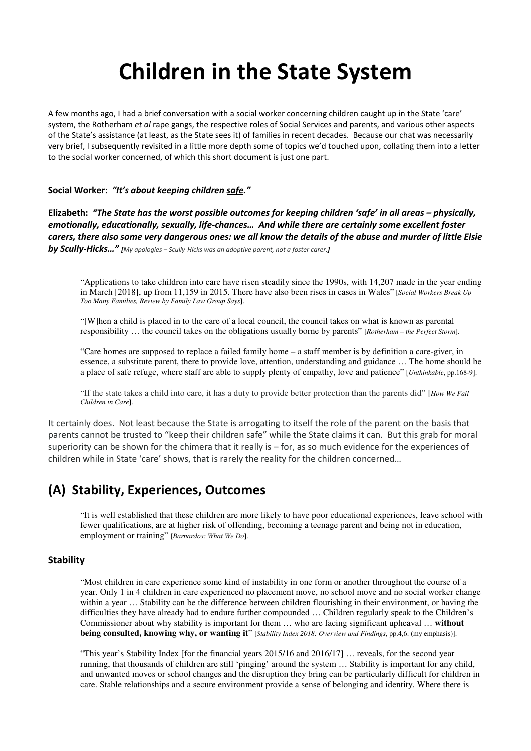# Children in the State System

A few months ago, I had a brief conversation with a social worker concerning children caught up in the State 'care' system, the Rotherham *et al* rape gangs, the respective roles of Social Services and parents, and various other aspects of the State's assistance (at least, as the State sees it) of families in recent decades. Because our chat was necessarily very brief, I subsequently revisited in a little more depth some of topics we'd touched upon, collating them into a letter to the social worker concerned, of which this short document is just one part.

**Social Worker:** ***"It's about keeping children safe."***

**Elizabeth:** ***"The State has the worst possible outcomes for keeping children 'safe' in all areas – physically, emotionally, educationally, sexually, life-chances… And while there are certainly some excellent foster carers, there also some very dangerous ones: we all know the details of the abuse and murder of little Elsie by Scully-Hicks…"*** ***[****My apologies – Scully-Hicks was an adoptive parent, not a foster carer.****]***

> "Applications to take children into care have risen steadily since the 1990s, with 14,207 made in the year ending in March [2018], up from 11,159 in 2015. There have also been rises in cases in Wales" [*Social Workers Break Up Too Many Families, Review by Family Law Group Says*].
>
> "[W]hen a child is placed in to the care of a local council, the council takes on what is known as parental responsibility … the council takes on the obligations usually borne by parents" [*Rotherham – the Perfect Storm*].
>
> "Care homes are supposed to replace a failed family home – a staff member is by definition a care-giver, in essence, a substitute parent, there to provide love, attention, understanding and guidance … The home should be a place of safe refuge, where staff are able to supply plenty of empathy, love and patience" [*Unthinkable*, pp.168-9].
>
> "If the state takes a child into care, it has a duty to provide better protection than the parents did" [*How We Fail Children in Care*].

It certainly does. Not least because the State is arrogating to itself the role of the parent on the basis that parents cannot be trusted to "keep their children safe" while the State claims it can. But this grab for moral superiority can be shown for the chimera that it really is – for, as so much evidence for the experiences of children while in State 'care' shows, that is rarely the reality for the children concerned…

## (A) Stability, Experiences, Outcomes

> "It is well established that these children are more likely to have poor educational experiences, leave school with fewer qualifications, are at higher risk of offending, becoming a teenage parent and being not in education, employment or training" [*Barnardos: What We Do*].

### Stability

> "Most children in care experience some kind of instability in one form or another throughout the course of a year. Only 1 in 4 children in care experienced no placement move, no school move and no social worker change within a year … Stability can be the difference between children flourishing in their environment, or having the difficulties they have already had to endure further compounded … Children regularly speak to the Children's Commissioner about why stability is important for them … who are facing significant upheaval … **without being consulted, knowing why, or wanting it**" [*Stability Index 2018: Overview and Findings*, pp.4,6. (my emphasis)].
>
> "This year's Stability Index [for the financial years 2015/16 and 2016/17] … reveals, for the second year running, that thousands of children are still 'pinging' around the system … Stability is important for any child, and unwanted moves or school changes and the disruption they bring can be particularly difficult for children in care. Stable relationships and a secure environment provide a sense of belonging and identity. Where there is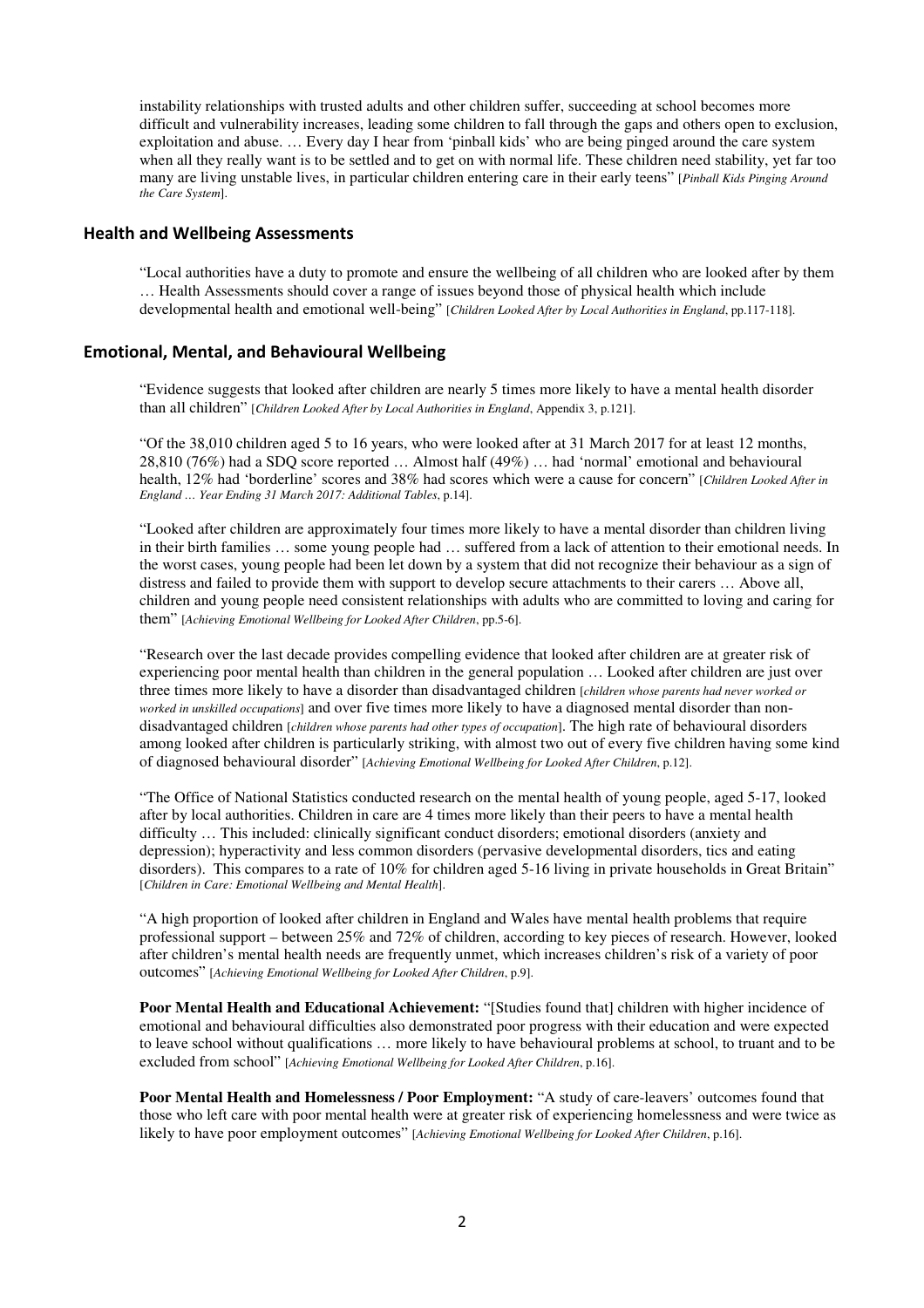instability relationships with trusted adults and other children suffer, succeeding at school becomes more difficult and vulnerability increases, leading some children to fall through the gaps and others open to exclusion, exploitation and abuse. … Every day I hear from 'pinball kids' who are being pinged around the care system when all they really want is to be settled and to get on with normal life. These children need stability, yet far too many are living unstable lives, in particular children entering care in their early teens" [*Pinball Kids Pinging Around the Care System*].

## Health and Wellbeing Assessments

"Local authorities have a duty to promote and ensure the wellbeing of all children who are looked after by them … Health Assessments should cover a range of issues beyond those of physical health which include developmental health and emotional well-being" [*Children Looked After by Local Authorities in England*, pp.117-118].

## Emotional, Mental, and Behavioural Wellbeing

"Evidence suggests that looked after children are nearly 5 times more likely to have a mental health disorder than all children" [*Children Looked After by Local Authorities in England*, Appendix 3, p.121].

"Of the 38,010 children aged 5 to 16 years, who were looked after at 31 March 2017 for at least 12 months, 28,810 (76%) had a SDQ score reported … Almost half (49%) … had 'normal' emotional and behavioural health, 12% had 'borderline' scores and 38% had scores which were a cause for concern" [*Children Looked After in England … Year Ending 31 March 2017: Additional Tables*, p.14].

"Looked after children are approximately four times more likely to have a mental disorder than children living in their birth families … some young people had … suffered from a lack of attention to their emotional needs. In the worst cases, young people had been let down by a system that did not recognize their behaviour as a sign of distress and failed to provide them with support to develop secure attachments to their carers … Above all, children and young people need consistent relationships with adults who are committed to loving and caring for them" [*Achieving Emotional Wellbeing for Looked After Children*, pp.5-6].

"Research over the last decade provides compelling evidence that looked after children are at greater risk of experiencing poor mental health than children in the general population … Looked after children are just over three times more likely to have a disorder than disadvantaged children [*children whose parents had never worked or worked in unskilled occupations*] and over five times more likely to have a diagnosed mental disorder than non-disadvantaged children [*children whose parents had other types of occupation*]. The high rate of behavioural disorders among looked after children is particularly striking, with almost two out of every five children having some kind of diagnosed behavioural disorder" [*Achieving Emotional Wellbeing for Looked After Children*, p.12].

"The Office of National Statistics conducted research on the mental health of young people, aged 5-17, looked after by local authorities. Children in care are 4 times more likely than their peers to have a mental health difficulty … This included: clinically significant conduct disorders; emotional disorders (anxiety and depression); hyperactivity and less common disorders (pervasive developmental disorders, tics and eating disorders). This compares to a rate of 10% for children aged 5-16 living in private households in Great Britain" [*Children in Care: Emotional Wellbeing and Mental Health*].

"A high proportion of looked after children in England and Wales have mental health problems that require professional support – between 25% and 72% of children, according to key pieces of research. However, looked after children's mental health needs are frequently unmet, which increases children's risk of a variety of poor outcomes" [*Achieving Emotional Wellbeing for Looked After Children*, p.9].

**Poor Mental Health and Educational Achievement:** "[Studies found that] children with higher incidence of emotional and behavioural difficulties also demonstrated poor progress with their education and were expected to leave school without qualifications … more likely to have behavioural problems at school, to truant and to be excluded from school" [*Achieving Emotional Wellbeing for Looked After Children*, p.16].

**Poor Mental Health and Homelessness / Poor Employment:** "A study of care-leavers' outcomes found that those who left care with poor mental health were at greater risk of experiencing homelessness and were twice as likely to have poor employment outcomes" [*Achieving Emotional Wellbeing for Looked After Children*, p.16].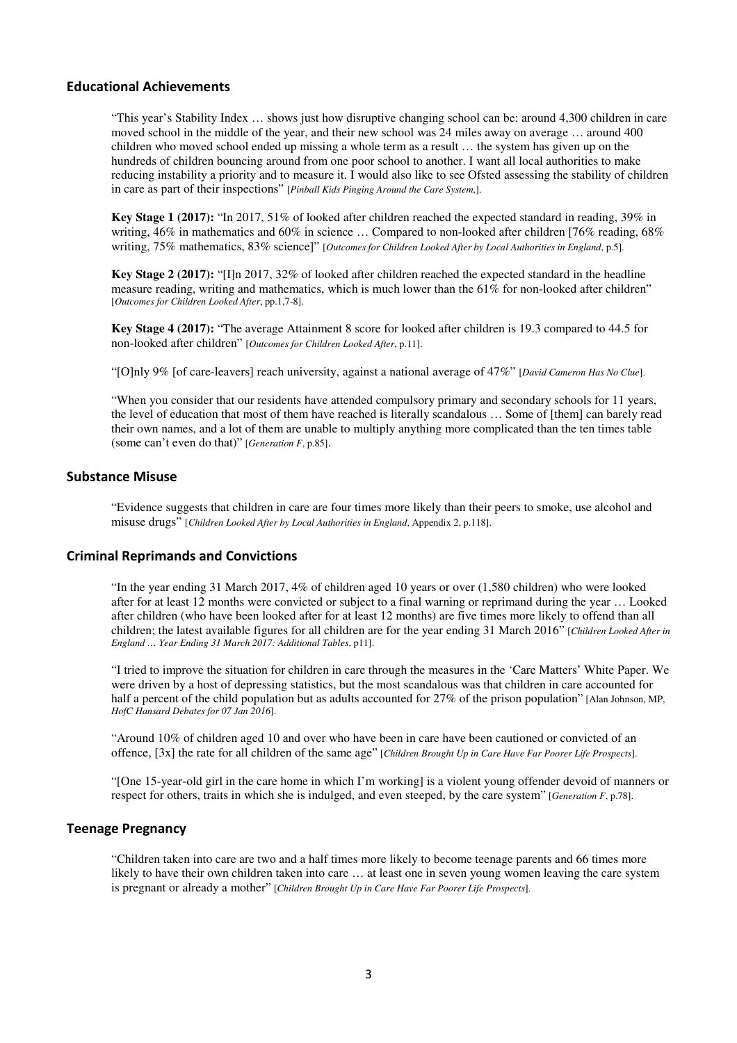## Educational Achievements

"This year's Stability Index … shows just how disruptive changing school can be: around 4,300 children in care moved school in the middle of the year, and their new school was 24 miles away on average … around 400 children who moved school ended up missing a whole term as a result … the system has given up on the hundreds of children bouncing around from one poor school to another. I want all local authorities to make reducing instability a priority and to measure it. I would also like to see Ofsted assessing the stability of children in care as part of their inspections" [*Pinball Kids Pinging Around the Care System*,].

**Key Stage 1 (2017):** "In 2017, 51% of looked after children reached the expected standard in reading, 39% in writing, 46% in mathematics and 60% in science … Compared to non-looked after children [76% reading, 68% writing, 75% mathematics, 83% science]" [*Outcomes for Children Looked After by Local Authorities in England*, p.5].

**Key Stage 2 (2017):** "[I]n 2017, 32% of looked after children reached the expected standard in the headline measure reading, writing and mathematics, which is much lower than the 61% for non-looked after children" [*Outcomes for Children Looked After*, pp.1,7-8].

**Key Stage 4 (2017):** "The average Attainment 8 score for looked after children is 19.3 compared to 44.5 for non-looked after children" [*Outcomes for Children Looked After*, p.11].

"[O]nly 9% [of care-leavers] reach university, against a national average of 47%" [*David Cameron Has No Clue*].

"When you consider that our residents have attended compulsory primary and secondary schools for 11 years, the level of education that most of them have reached is literally scandalous … Some of [them] can barely read their own names, and a lot of them are unable to multiply anything more complicated than the ten times table (some can't even do that)" [*Generation F*, p.85].

## Substance Misuse

"Evidence suggests that children in care are four times more likely than their peers to smoke, use alcohol and misuse drugs" [*Children Looked After by Local Authorities in England*, Appendix 2, p.118].

## Criminal Reprimands and Convictions

"In the year ending 31 March 2017, 4% of children aged 10 years or over (1,580 children) who were looked after for at least 12 months were convicted or subject to a final warning or reprimand during the year … Looked after children (who have been looked after for at least 12 months) are five times more likely to offend than all children; the latest available figures for all children are for the year ending 31 March 2016" [*Children Looked After in England … Year Ending 31 March 2017: Additional Tables*, p11].

"I tried to improve the situation for children in care through the measures in the 'Care Matters' White Paper. We were driven by a host of depressing statistics, but the most scandalous was that children in care accounted for half a percent of the child population but as adults accounted for 27% of the prison population" [Alan Johnson, MP, *HofC Hansard Debates for 07 Jan 2016*].

"Around 10% of children aged 10 and over who have been in care have been cautioned or convicted of an offence, [3x] the rate for all children of the same age" [*Children Brought Up in Care Have Far Poorer Life Prospects*].

"[One 15-year-old girl in the care home in which I'm working] is a violent young offender devoid of manners or respect for others, traits in which she is indulged, and even steeped, by the care system" [*Generation F*, p.78].

## Teenage Pregnancy

"Children taken into care are two and a half times more likely to become teenage parents and 66 times more likely to have their own children taken into care … at least one in seven young women leaving the care system is pregnant or already a mother" [*Children Brought Up in Care Have Far Poorer Life Prospects*].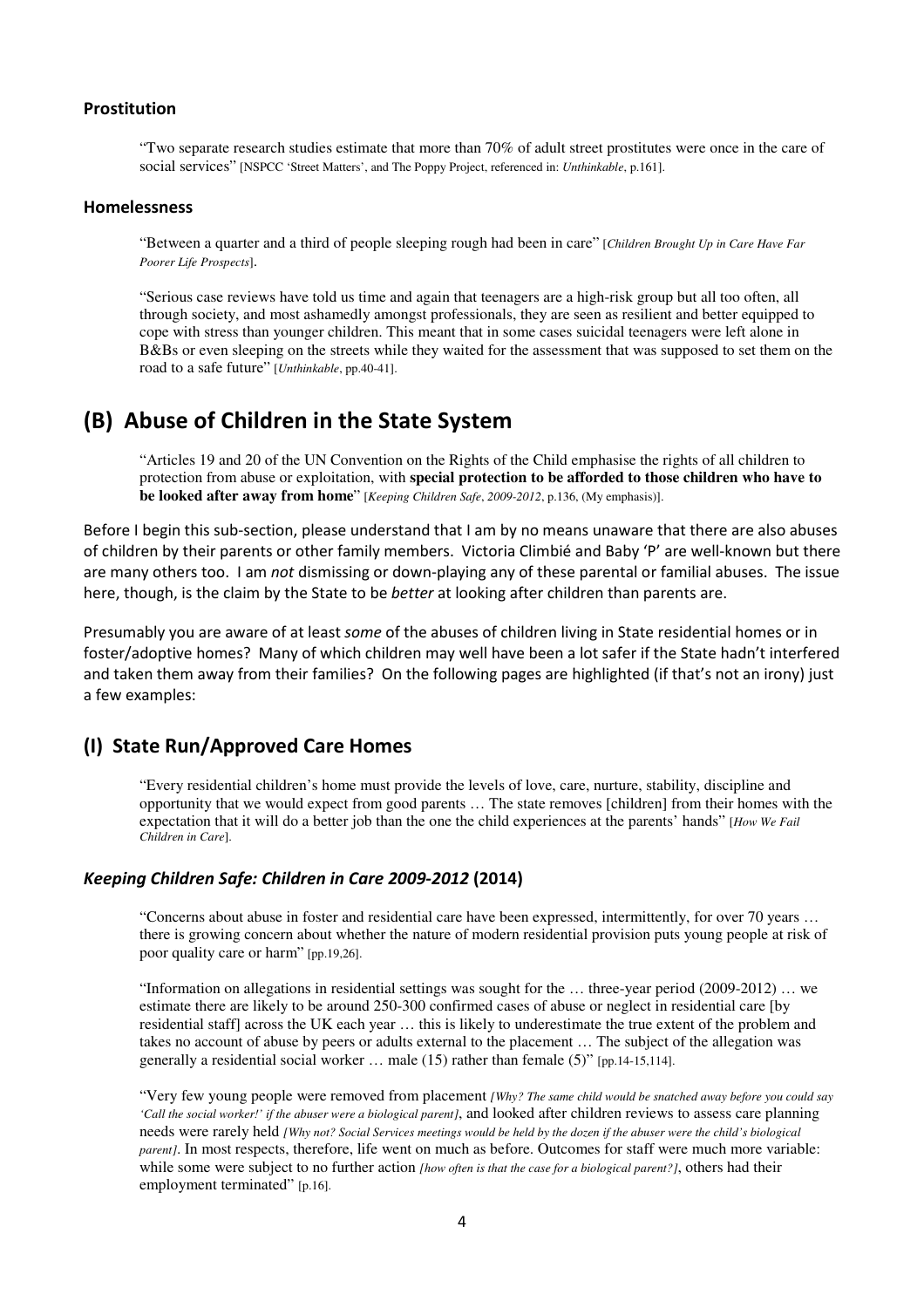### Prostitution

> "Two separate research studies estimate that more than 70% of adult street prostitutes were once in the care of social services" [NSPCC 'Street Matters', and The Poppy Project, referenced in: *Unthinkable*, p.161].

### Homelessness

> "Between a quarter and a third of people sleeping rough had been in care" [*Children Brought Up in Care Have Far Poorer Life Prospects*].
>
> "Serious case reviews have told us time and again that teenagers are a high-risk group but all too often, all through society, and most ashamedly amongst professionals, they are seen as resilient and better equipped to cope with stress than younger children. This meant that in some cases suicidal teenagers were left alone in B&Bs or even sleeping on the streets while they waited for the assessment that was supposed to set them on the road to a safe future" [*Unthinkable*, pp.40-41].

## (B) Abuse of Children in the State System

> "Articles 19 and 20 of the UN Convention on the Rights of the Child emphasise the rights of all children to protection from abuse or exploitation, with **special protection to be afforded to those children who have to be looked after away from home**" [*Keeping Children Safe*, *2009-2012*, p.136, (My emphasis)].

Before I begin this sub-section, please understand that I am by no means unaware that there are also abuses of children by their parents or other family members. Victoria Climbié and Baby 'P' are well-known but there are many others too. I am *not* dismissing or down-playing any of these parental or familial abuses. The issue here, though, is the claim by the State to be *better* at looking after children than parents are.

Presumably you are aware of at least *some* of the abuses of children living in State residential homes or in foster/adoptive homes? Many of which children may well have been a lot safer if the State hadn't interfered and taken them away from their families? On the following pages are highlighted (if that's not an irony) just a few examples:

## (I) State Run/Approved Care Homes

> "Every residential children's home must provide the levels of love, care, nurture, stability, discipline and opportunity that we would expect from good parents … The state removes [children] from their homes with the expectation that it will do a better job than the one the child experiences at the parents' hands" [*How We Fail Children in Care*].

### *Keeping Children Safe: Children in Care 2009-2012* (2014)

> "Concerns about abuse in foster and residential care have been expressed, intermittently, for over 70 years … there is growing concern about whether the nature of modern residential provision puts young people at risk of poor quality care or harm" [pp.19,26].
>
> "Information on allegations in residential settings was sought for the … three-year period (2009-2012) … we estimate there are likely to be around 250-300 confirmed cases of abuse or neglect in residential care [by residential staff] across the UK each year … this is likely to underestimate the true extent of the problem and takes no account of abuse by peers or adults external to the placement … The subject of the allegation was generally a residential social worker … male (15) rather than female (5)" [pp.14-15,114].
>
> "Very few young people were removed from placement *[Why? The same child would be snatched away before you could say 'Call the social worker!' if the abuser were a biological parent]*, and looked after children reviews to assess care planning needs were rarely held *[Why not? Social Services meetings would be held by the dozen if the abuser were the child's biological parent]*. In most respects, therefore, life went on much as before. Outcomes for staff were much more variable: while some were subject to no further action *[how often is that the case for a biological parent?]*, others had their employment terminated" [p.16].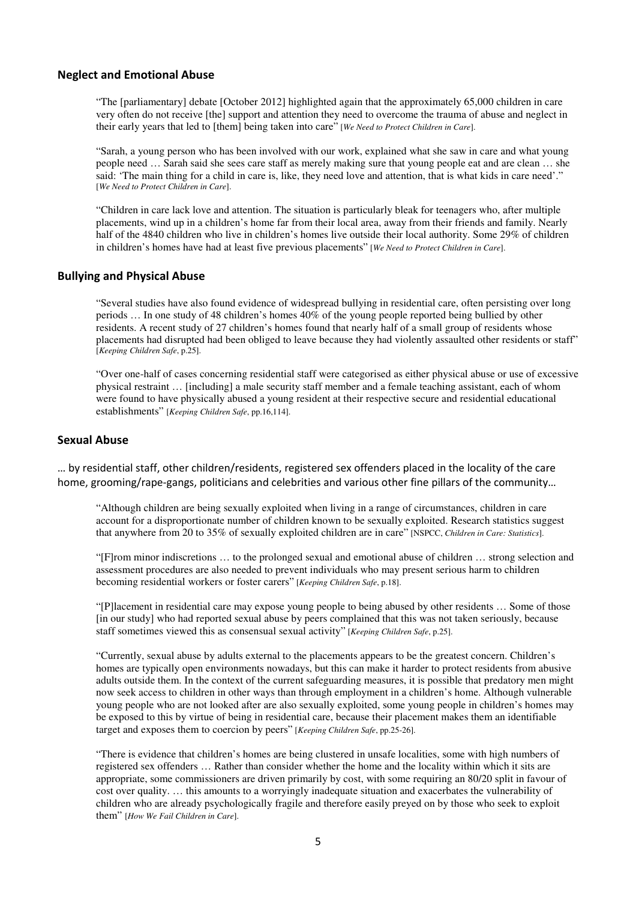## Neglect and Emotional Abuse

> "The [parliamentary] debate [October 2012] highlighted again that the approximately 65,000 children in care very often do not receive [the] support and attention they need to overcome the trauma of abuse and neglect in their early years that led to [them] being taken into care" [*We Need to Protect Children in Care*].

> "Sarah, a young person who has been involved with our work, explained what she saw in care and what young people need … Sarah said she sees care staff as merely making sure that young people eat and are clean … she said: 'The main thing for a child in care is, like, they need love and attention, that is what kids in care need'." [*We Need to Protect Children in Care*].

> "Children in care lack love and attention. The situation is particularly bleak for teenagers who, after multiple placements, wind up in a children's home far from their local area, away from their friends and family. Nearly half of the 4840 children who live in children's homes live outside their local authority. Some 29% of children in children's homes have had at least five previous placements" [*We Need to Protect Children in Care*].

## Bullying and Physical Abuse

> "Several studies have also found evidence of widespread bullying in residential care, often persisting over long periods … In one study of 48 children's homes 40% of the young people reported being bullied by other residents. A recent study of 27 children's homes found that nearly half of a small group of residents whose placements had disrupted had been obliged to leave because they had violently assaulted other residents or staff" [*Keeping Children Safe*, p.25].

> "Over one-half of cases concerning residential staff were categorised as either physical abuse or use of excessive physical restraint … [including] a male security staff member and a female teaching assistant, each of whom were found to have physically abused a young resident at their respective secure and residential educational establishments" [*Keeping Children Safe*, pp.16,114].

## Sexual Abuse

… by residential staff, other children/residents, registered sex offenders placed in the locality of the care home, grooming/rape-gangs, politicians and celebrities and various other fine pillars of the community…

> "Although children are being sexually exploited when living in a range of circumstances, children in care account for a disproportionate number of children known to be sexually exploited. Research statistics suggest that anywhere from 20 to 35% of sexually exploited children are in care" [NSPCC, *Children in Care: Statistics*].

> "[F]rom minor indiscretions … to the prolonged sexual and emotional abuse of children … strong selection and assessment procedures are also needed to prevent individuals who may present serious harm to children becoming residential workers or foster carers" [*Keeping Children Safe*, p.18].

> "[P]lacement in residential care may expose young people to being abused by other residents … Some of those [in our study] who had reported sexual abuse by peers complained that this was not taken seriously, because staff sometimes viewed this as consensual sexual activity" [*Keeping Children Safe*, p.25].

> "Currently, sexual abuse by adults external to the placements appears to be the greatest concern. Children's homes are typically open environments nowadays, but this can make it harder to protect residents from abusive adults outside them. In the context of the current safeguarding measures, it is possible that predatory men might now seek access to children in other ways than through employment in a children's home. Although vulnerable young people who are not looked after are also sexually exploited, some young people in children's homes may be exposed to this by virtue of being in residential care, because their placement makes them an identifiable target and exposes them to coercion by peers" [*Keeping Children Safe*, pp.25-26].

> "There is evidence that children's homes are being clustered in unsafe localities, some with high numbers of registered sex offenders … Rather than consider whether the home and the locality within which it sits are appropriate, some commissioners are driven primarily by cost, with some requiring an 80/20 split in favour of cost over quality. … this amounts to a worryingly inadequate situation and exacerbates the vulnerability of children who are already psychologically fragile and therefore easily preyed on by those who seek to exploit them" [*How We Fail Children in Care*].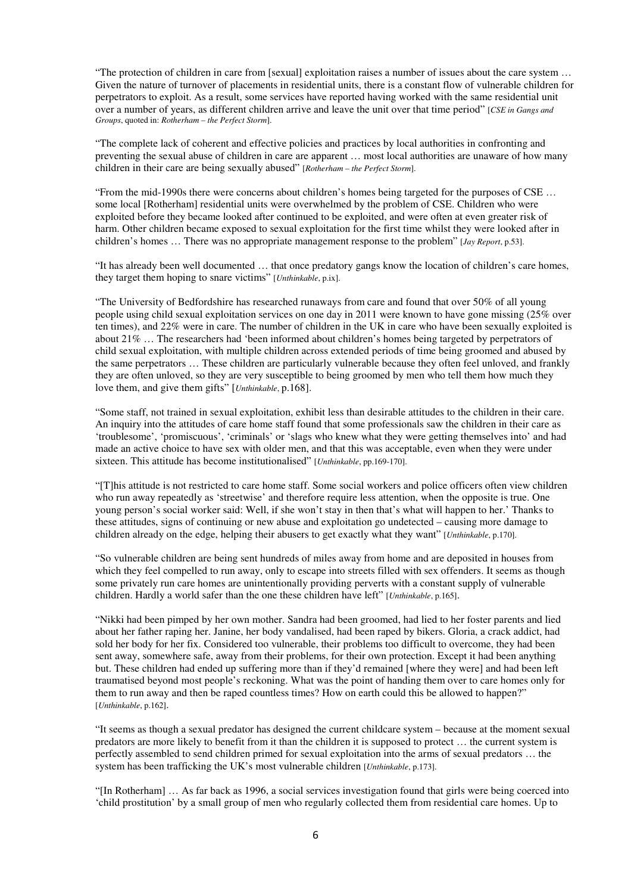"The protection of children in care from [sexual] exploitation raises a number of issues about the care system … Given the nature of turnover of placements in residential units, there is a constant flow of vulnerable children for perpetrators to exploit. As a result, some services have reported having worked with the same residential unit over a number of years, as different children arrive and leave the unit over that time period" [*CSE in Gangs and Groups*, quoted in: *Rotherham – the Perfect Storm*].

"The complete lack of coherent and effective policies and practices by local authorities in confronting and preventing the sexual abuse of children in care are apparent … most local authorities are unaware of how many children in their care are being sexually abused" [*Rotherham – the Perfect Storm*].

"From the mid-1990s there were concerns about children's homes being targeted for the purposes of CSE … some local [Rotherham] residential units were overwhelmed by the problem of CSE. Children who were exploited before they became looked after continued to be exploited, and were often at even greater risk of harm. Other children became exposed to sexual exploitation for the first time whilst they were looked after in children's homes … There was no appropriate management response to the problem" [*Jay Report*, p.53].

"It has already been well documented … that once predatory gangs know the location of children's care homes, they target them hoping to snare victims" [*Unthinkable*, p.ix].

"The University of Bedfordshire has researched runaways from care and found that over 50% of all young people using child sexual exploitation services on one day in 2011 were known to have gone missing (25% over ten times), and 22% were in care. The number of children in the UK in care who have been sexually exploited is about 21% … The researchers had 'been informed about children's homes being targeted by perpetrators of child sexual exploitation, with multiple children across extended periods of time being groomed and abused by the same perpetrators … These children are particularly vulnerable because they often feel unloved, and frankly they are often unloved, so they are very susceptible to being groomed by men who tell them how much they love them, and give them gifts" [*Unthinkable*, p.168].

"Some staff, not trained in sexual exploitation, exhibit less than desirable attitudes to the children in their care. An inquiry into the attitudes of care home staff found that some professionals saw the children in their care as 'troublesome', 'promiscuous', 'criminals' or 'slags who knew what they were getting themselves into' and had made an active choice to have sex with older men, and that this was acceptable, even when they were under sixteen. This attitude has become institutionalised" [*Unthinkable*, pp.169-170].

"[T]his attitude is not restricted to care home staff. Some social workers and police officers often view children who run away repeatedly as 'streetwise' and therefore require less attention, when the opposite is true. One young person's social worker said: Well, if she won't stay in then that's what will happen to her.' Thanks to these attitudes, signs of continuing or new abuse and exploitation go undetected – causing more damage to children already on the edge, helping their abusers to get exactly what they want" [*Unthinkable*, p.170].

"So vulnerable children are being sent hundreds of miles away from home and are deposited in houses from which they feel compelled to run away, only to escape into streets filled with sex offenders. It seems as though some privately run care homes are unintentionally providing perverts with a constant supply of vulnerable children. Hardly a world safer than the one these children have left" [*Unthinkable*, p.165].

"Nikki had been pimped by her own mother. Sandra had been groomed, had lied to her foster parents and lied about her father raping her. Janine, her body vandalised, had been raped by bikers. Gloria, a crack addict, had sold her body for her fix. Considered too vulnerable, their problems too difficult to overcome, they had been sent away, somewhere safe, away from their problems, for their own protection. Except it had been anything but. These children had ended up suffering more than if they'd remained [where they were] and had been left traumatised beyond most people's reckoning. What was the point of handing them over to care homes only for them to run away and then be raped countless times? How on earth could this be allowed to happen?" [*Unthinkable*, p.162].

"It seems as though a sexual predator has designed the current childcare system – because at the moment sexual predators are more likely to benefit from it than the children it is supposed to protect … the current system is perfectly assembled to send children primed for sexual exploitation into the arms of sexual predators … the system has been trafficking the UK's most vulnerable children [*Unthinkable*, p.173].

"[In Rotherham] … As far back as 1996, a social services investigation found that girls were being coerced into 'child prostitution' by a small group of men who regularly collected them from residential care homes. Up to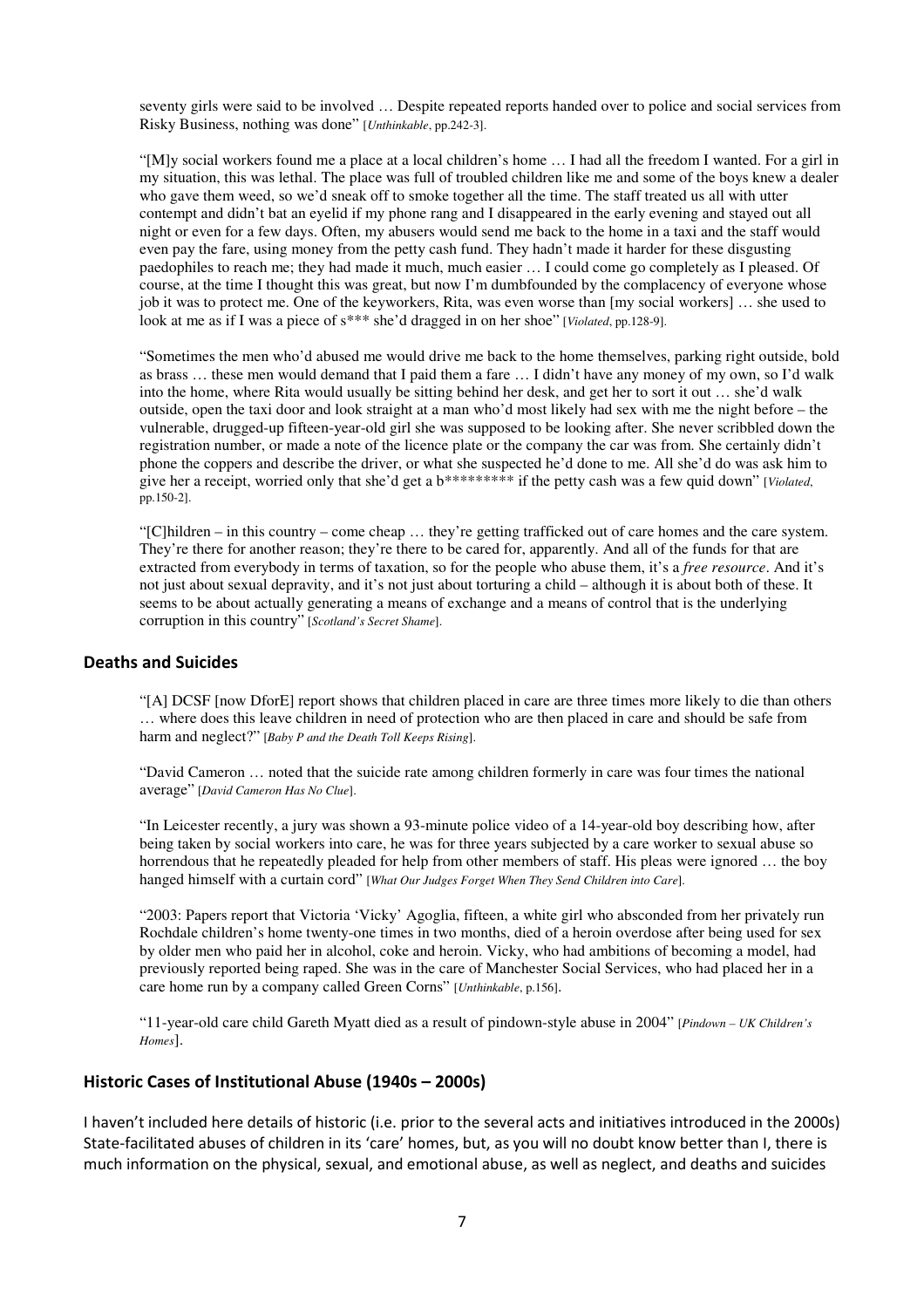seventy girls were said to be involved … Despite repeated reports handed over to police and social services from Risky Business, nothing was done" [*Unthinkable*, pp.242-3].

"[M]y social workers found me a place at a local children's home … I had all the freedom I wanted. For a girl in my situation, this was lethal. The place was full of troubled children like me and some of the boys knew a dealer who gave them weed, so we'd sneak off to smoke together all the time. The staff treated us all with utter contempt and didn't bat an eyelid if my phone rang and I disappeared in the early evening and stayed out all night or even for a few days. Often, my abusers would send me back to the home in a taxi and the staff would even pay the fare, using money from the petty cash fund. They hadn't made it harder for these disgusting paedophiles to reach me; they had made it much, much easier … I could come go completely as I pleased. Of course, at the time I thought this was great, but now I'm dumbfounded by the complacency of everyone whose job it was to protect me. One of the keyworkers, Rita, was even worse than [my social workers] … she used to look at me as if I was a piece of s*** she'd dragged in on her shoe" [*Violated*, pp.128-9].

"Sometimes the men who'd abused me would drive me back to the home themselves, parking right outside, bold as brass … these men would demand that I paid them a fare … I didn't have any money of my own, so I'd walk into the home, where Rita would usually be sitting behind her desk, and get her to sort it out … she'd walk outside, open the taxi door and look straight at a man who'd most likely had sex with me the night before – the vulnerable, drugged-up fifteen-year-old girl she was supposed to be looking after. She never scribbled down the registration number, or made a note of the licence plate or the company the car was from. She certainly didn't phone the coppers and describe the driver, or what she suspected he'd done to me. All she'd do was ask him to give her a receipt, worried only that she'd get a b********* if the petty cash was a few quid down" [*Violated*, pp.150-2].

"[C]hildren – in this country – come cheap … they're getting trafficked out of care homes and the care system. They're there for another reason; they're there to be cared for, apparently. And all of the funds for that are extracted from everybody in terms of taxation, so for the people who abuse them, it's a *free resource*. And it's not just about sexual depravity, and it's not just about torturing a child – although it is about both of these. It seems to be about actually generating a means of exchange and a means of control that is the underlying corruption in this country" [*Scotland's Secret Shame*].

## Deaths and Suicides

"[A] DCSF [now DforE] report shows that children placed in care are three times more likely to die than others … where does this leave children in need of protection who are then placed in care and should be safe from harm and neglect?" [*Baby P and the Death Toll Keeps Rising*].

"David Cameron … noted that the suicide rate among children formerly in care was four times the national average" [*David Cameron Has No Clue*].

"In Leicester recently, a jury was shown a 93-minute police video of a 14-year-old boy describing how, after being taken by social workers into care, he was for three years subjected by a care worker to sexual abuse so horrendous that he repeatedly pleaded for help from other members of staff. His pleas were ignored … the boy hanged himself with a curtain cord" [*What Our Judges Forget When They Send Children into Care*].

"2003: Papers report that Victoria 'Vicky' Agoglia, fifteen, a white girl who absconded from her privately run Rochdale children's home twenty-one times in two months, died of a heroin overdose after being used for sex by older men who paid her in alcohol, coke and heroin. Vicky, who had ambitions of becoming a model, had previously reported being raped. She was in the care of Manchester Social Services, who had placed her in a care home run by a company called Green Corns" [*Unthinkable*, p.156].

"11-year-old care child Gareth Myatt died as a result of pindown-style abuse in 2004" [*Pindown – UK Children's Homes*].

## Historic Cases of Institutional Abuse (1940s – 2000s)

I haven't included here details of historic (i.e. prior to the several acts and initiatives introduced in the 2000s) State-facilitated abuses of children in its 'care' homes, but, as you will no doubt know better than I, there is much information on the physical, sexual, and emotional abuse, as well as neglect, and deaths and suicides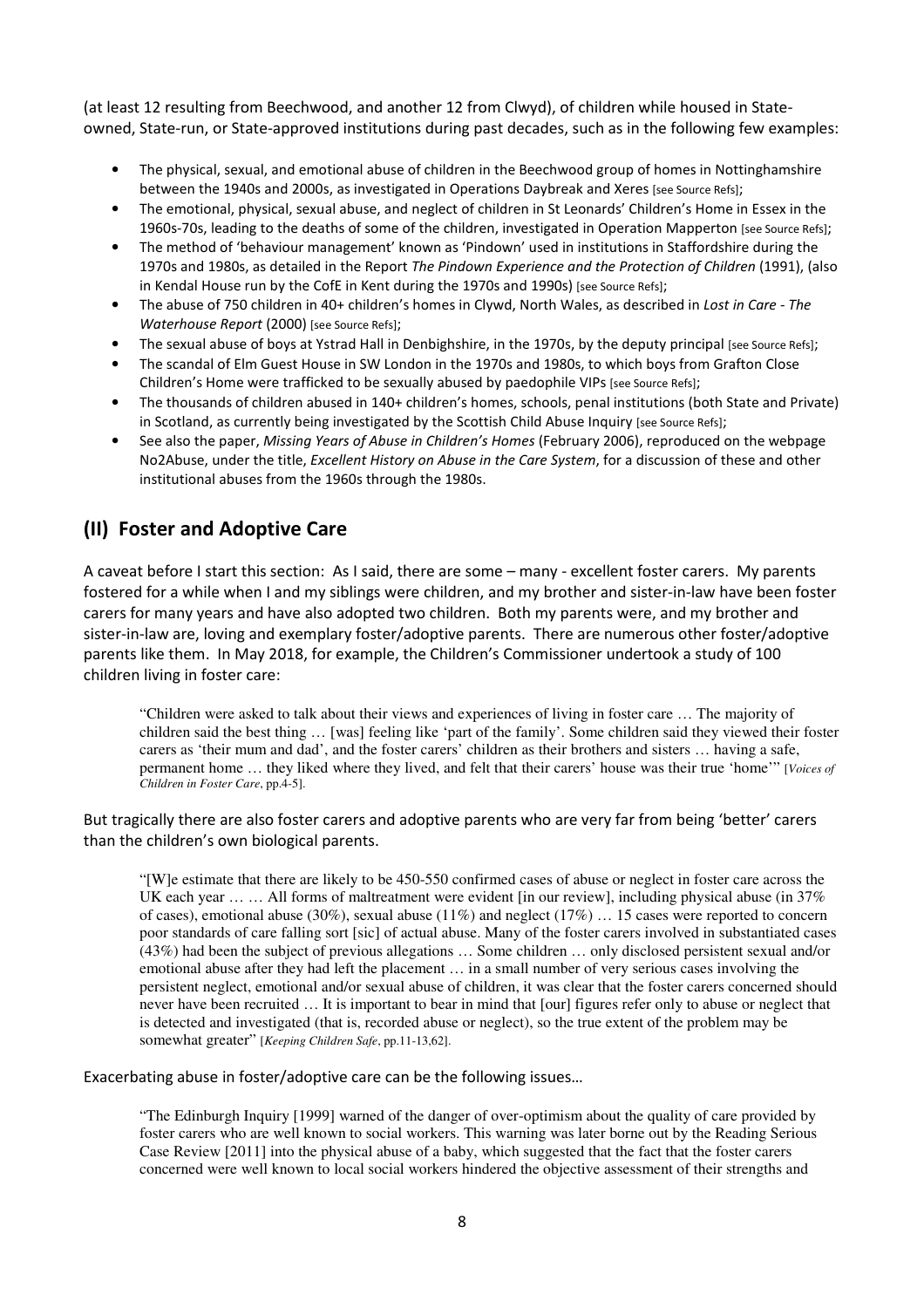(at least 12 resulting from Beechwood, and another 12 from Clwyd), of children while housed in State-owned, State-run, or State-approved institutions during past decades, such as in the following few examples:

- The physical, sexual, and emotional abuse of children in the Beechwood group of homes in Nottinghamshire between the 1940s and 2000s, as investigated in Operations Daybreak and Xeres [see Source Refs];
- The emotional, physical, sexual abuse, and neglect of children in St Leonards' Children's Home in Essex in the 1960s-70s, leading to the deaths of some of the children, investigated in Operation Mapperton [see Source Refs];
- The method of 'behaviour management' known as 'Pindown' used in institutions in Staffordshire during the 1970s and 1980s, as detailed in the Report *The Pindown Experience and the Protection of Children* (1991), (also in Kendal House run by the CofE in Kent during the 1970s and 1990s) [see Source Refs];
- The abuse of 750 children in 40+ children's homes in Clywd, North Wales, as described in *Lost in Care - The Waterhouse Report* (2000) [see Source Refs];
- The sexual abuse of boys at Ystrad Hall in Denbighshire, in the 1970s, by the deputy principal [see Source Refs];
- The scandal of Elm Guest House in SW London in the 1970s and 1980s, to which boys from Grafton Close Children's Home were trafficked to be sexually abused by paedophile VIPs [see Source Refs];
- The thousands of children abused in 140+ children's homes, schools, penal institutions (both State and Private) in Scotland, as currently being investigated by the Scottish Child Abuse Inquiry [see Source Refs];
- See also the paper, *Missing Years of Abuse in Children's Homes* (February 2006), reproduced on the webpage No2Abuse, under the title, *Excellent History on Abuse in the Care System*, for a discussion of these and other institutional abuses from the 1960s through the 1980s.

## (II) Foster and Adoptive Care

A caveat before I start this section: As I said, there are some – many - excellent foster carers. My parents fostered for a while when I and my siblings were children, and my brother and sister-in-law have been foster carers for many years and have also adopted two children. Both my parents were, and my brother and sister-in-law are, loving and exemplary foster/adoptive parents. There are numerous other foster/adoptive parents like them. In May 2018, for example, the Children's Commissioner undertook a study of 100 children living in foster care:

> "Children were asked to talk about their views and experiences of living in foster care … The majority of children said the best thing … [was] feeling like 'part of the family'. Some children said they viewed their foster carers as 'their mum and dad', and the foster carers' children as their brothers and sisters … having a safe, permanent home … they liked where they lived, and felt that their carers' house was their true 'home'" [*Voices of Children in Foster Care*, pp.4-5].

But tragically there are also foster carers and adoptive parents who are very far from being 'better' carers than the children's own biological parents.

> "[W]e estimate that there are likely to be 450-550 confirmed cases of abuse or neglect in foster care across the UK each year … … All forms of maltreatment were evident [in our review], including physical abuse (in 37% of cases), emotional abuse (30%), sexual abuse (11%) and neglect (17%) … 15 cases were reported to concern poor standards of care falling sort [sic] of actual abuse. Many of the foster carers involved in substantiated cases (43%) had been the subject of previous allegations … Some children … only disclosed persistent sexual and/or emotional abuse after they had left the placement … in a small number of very serious cases involving the persistent neglect, emotional and/or sexual abuse of children, it was clear that the foster carers concerned should never have been recruited … It is important to bear in mind that [our] figures refer only to abuse or neglect that is detected and investigated (that is, recorded abuse or neglect), so the true extent of the problem may be somewhat greater" [*Keeping Children Safe*, pp.11-13,62].

Exacerbating abuse in foster/adoptive care can be the following issues…

> "The Edinburgh Inquiry [1999] warned of the danger of over-optimism about the quality of care provided by foster carers who are well known to social workers. This warning was later borne out by the Reading Serious Case Review [2011] into the physical abuse of a baby, which suggested that the fact that the foster carers concerned were well known to local social workers hindered the objective assessment of their strengths and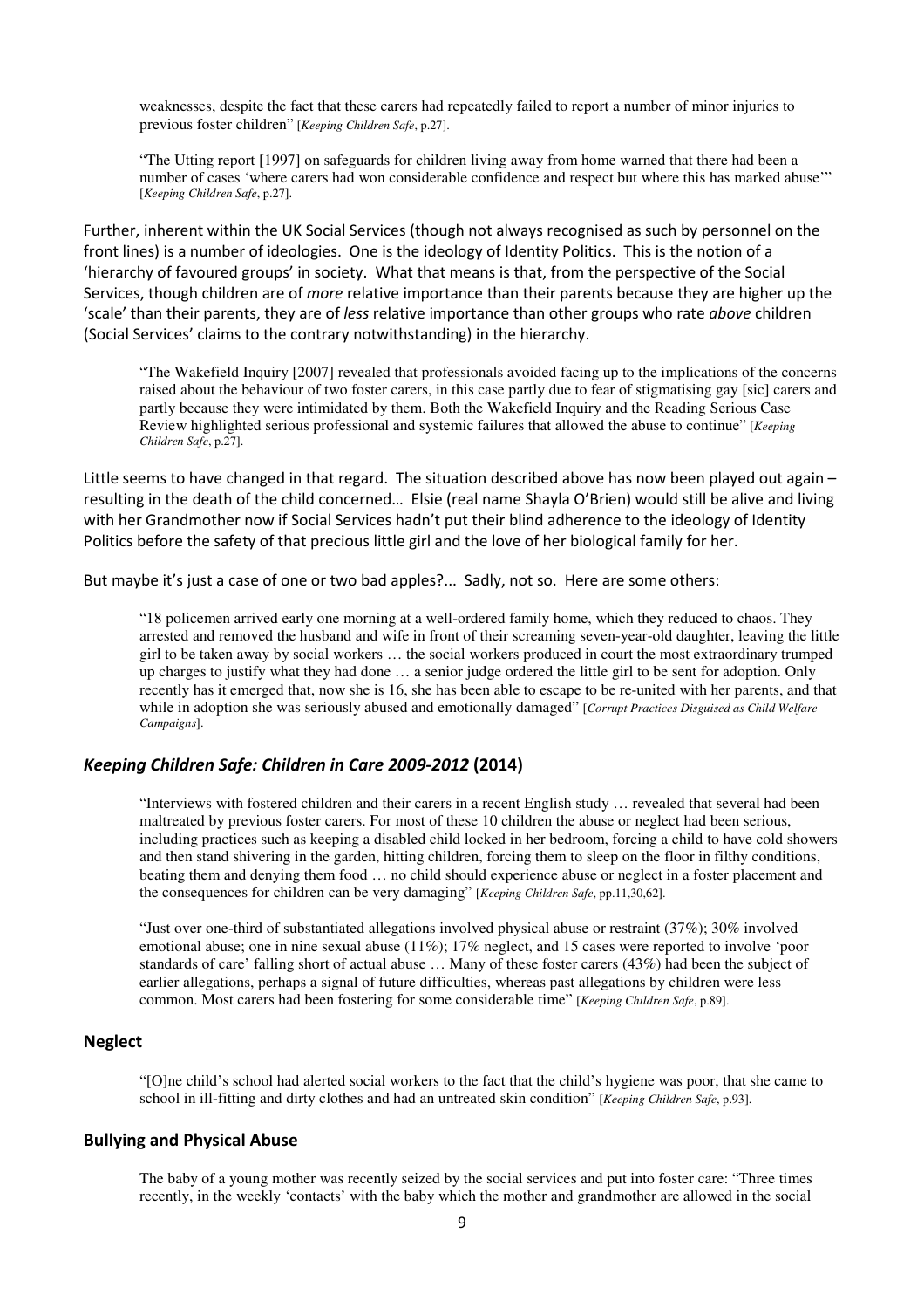weaknesses, despite the fact that these carers had repeatedly failed to report a number of minor injuries to previous foster children" [*Keeping Children Safe*, p.27].

"The Utting report [1997] on safeguards for children living away from home warned that there had been a number of cases 'where carers had won considerable confidence and respect but where this has marked abuse'" [*Keeping Children Safe*, p.27].

Further, inherent within the UK Social Services (though not always recognised as such by personnel on the front lines) is a number of ideologies. One is the ideology of Identity Politics. This is the notion of a 'hierarchy of favoured groups' in society. What that means is that, from the perspective of the Social Services, though children are of *more* relative importance than their parents because they are higher up the 'scale' than their parents, they are of *less* relative importance than other groups who rate *above* children (Social Services' claims to the contrary notwithstanding) in the hierarchy.

"The Wakefield Inquiry [2007] revealed that professionals avoided facing up to the implications of the concerns raised about the behaviour of two foster carers, in this case partly due to fear of stigmatising gay [sic] carers and partly because they were intimidated by them. Both the Wakefield Inquiry and the Reading Serious Case Review highlighted serious professional and systemic failures that allowed the abuse to continue" [*Keeping Children Safe*, p.27].

Little seems to have changed in that regard. The situation described above has now been played out again – resulting in the death of the child concerned… Elsie (real name Shayla O'Brien) would still be alive and living with her Grandmother now if Social Services hadn't put their blind adherence to the ideology of Identity Politics before the safety of that precious little girl and the love of her biological family for her.

But maybe it's just a case of one or two bad apples?... Sadly, not so. Here are some others:

"18 policemen arrived early one morning at a well-ordered family home, which they reduced to chaos. They arrested and removed the husband and wife in front of their screaming seven-year-old daughter, leaving the little girl to be taken away by social workers … the social workers produced in court the most extraordinary trumped up charges to justify what they had done … a senior judge ordered the little girl to be sent for adoption. Only recently has it emerged that, now she is 16, she has been able to escape to be re-united with her parents, and that while in adoption she was seriously abused and emotionally damaged" [*Corrupt Practices Disguised as Child Welfare Campaigns*].

## *Keeping Children Safe: Children in Care 2009-2012* (2014)

"Interviews with fostered children and their carers in a recent English study … revealed that several had been maltreated by previous foster carers. For most of these 10 children the abuse or neglect had been serious, including practices such as keeping a disabled child locked in her bedroom, forcing a child to have cold showers and then stand shivering in the garden, hitting children, forcing them to sleep on the floor in filthy conditions, beating them and denying them food … no child should experience abuse or neglect in a foster placement and the consequences for children can be very damaging" [*Keeping Children Safe*, pp.11,30,62].

"Just over one-third of substantiated allegations involved physical abuse or restraint (37%); 30% involved emotional abuse; one in nine sexual abuse (11%); 17% neglect, and 15 cases were reported to involve 'poor standards of care' falling short of actual abuse … Many of these foster carers (43%) had been the subject of earlier allegations, perhaps a signal of future difficulties, whereas past allegations by children were less common. Most carers had been fostering for some considerable time" [*Keeping Children Safe*, p.89].

### Neglect

"[O]ne child's school had alerted social workers to the fact that the child's hygiene was poor, that she came to school in ill-fitting and dirty clothes and had an untreated skin condition" [*Keeping Children Safe*, p.93].

### Bullying and Physical Abuse

The baby of a young mother was recently seized by the social services and put into foster care: "Three times recently, in the weekly 'contacts' with the baby which the mother and grandmother are allowed in the social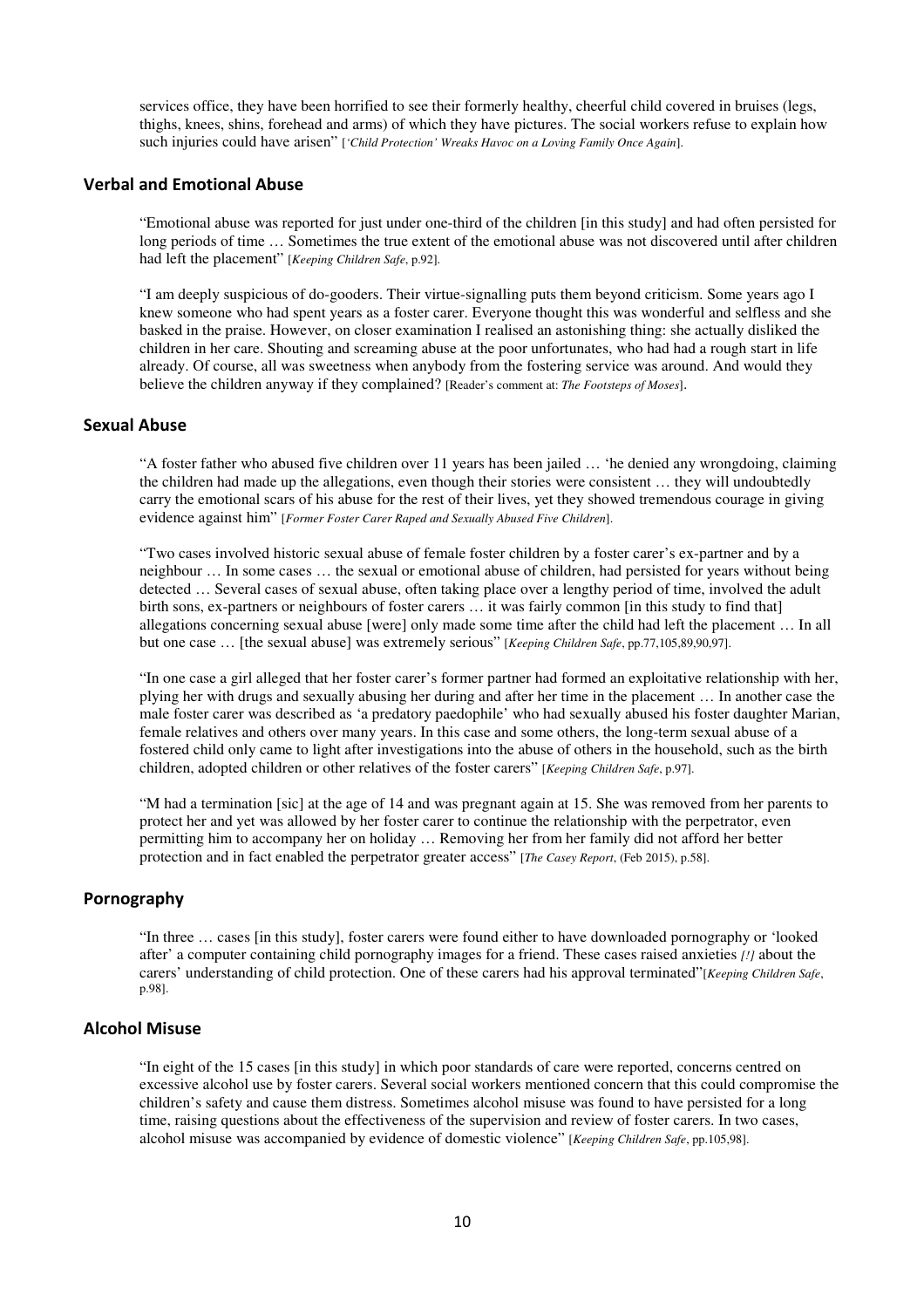services office, they have been horrified to see their formerly healthy, cheerful child covered in bruises (legs, thighs, knees, shins, forehead and arms) of which they have pictures. The social workers refuse to explain how such injuries could have arisen" [*'Child Protection' Wreaks Havoc on a Loving Family Once Again*].

## Verbal and Emotional Abuse

"Emotional abuse was reported for just under one-third of the children [in this study] and had often persisted for long periods of time … Sometimes the true extent of the emotional abuse was not discovered until after children had left the placement" [*Keeping Children Safe*, p.92].

"I am deeply suspicious of do-gooders. Their virtue-signalling puts them beyond criticism. Some years ago I knew someone who had spent years as a foster carer. Everyone thought this was wonderful and selfless and she basked in the praise. However, on closer examination I realised an astonishing thing: she actually disliked the children in her care. Shouting and screaming abuse at the poor unfortunates, who had had a rough start in life already. Of course, all was sweetness when anybody from the fostering service was around. And would they believe the children anyway if they complained? [Reader's comment at: *The Footsteps of Moses*].

## Sexual Abuse

"A foster father who abused five children over 11 years has been jailed … 'he denied any wrongdoing, claiming the children had made up the allegations, even though their stories were consistent … they will undoubtedly carry the emotional scars of his abuse for the rest of their lives, yet they showed tremendous courage in giving evidence against him" [*Former Foster Carer Raped and Sexually Abused Five Children*].

"Two cases involved historic sexual abuse of female foster children by a foster carer's ex-partner and by a neighbour … In some cases … the sexual or emotional abuse of children, had persisted for years without being detected … Several cases of sexual abuse, often taking place over a lengthy period of time, involved the adult birth sons, ex-partners or neighbours of foster carers … it was fairly common [in this study to find that] allegations concerning sexual abuse [were] only made some time after the child had left the placement … In all but one case … [the sexual abuse] was extremely serious" [*Keeping Children Safe*, pp.77,105,89,90,97].

"In one case a girl alleged that her foster carer's former partner had formed an exploitative relationship with her, plying her with drugs and sexually abusing her during and after her time in the placement … In another case the male foster carer was described as 'a predatory paedophile' who had sexually abused his foster daughter Marian, female relatives and others over many years. In this case and some others, the long-term sexual abuse of a fostered child only came to light after investigations into the abuse of others in the household, such as the birth children, adopted children or other relatives of the foster carers" [*Keeping Children Safe*, p.97].

"M had a termination [sic] at the age of 14 and was pregnant again at 15. She was removed from her parents to protect her and yet was allowed by her foster carer to continue the relationship with the perpetrator, even permitting him to accompany her on holiday … Removing her from her family did not afford her better protection and in fact enabled the perpetrator greater access" [*The Casey Report*, (Feb 2015), p.58].

## Pornography

"In three … cases [in this study], foster carers were found either to have downloaded pornography or 'looked after' a computer containing child pornography images for a friend. These cases raised anxieties *[!]* about the carers' understanding of child protection. One of these carers had his approval terminated"[*Keeping Children Safe*, p.98].

## Alcohol Misuse

"In eight of the 15 cases [in this study] in which poor standards of care were reported, concerns centred on excessive alcohol use by foster carers. Several social workers mentioned concern that this could compromise the children's safety and cause them distress. Sometimes alcohol misuse was found to have persisted for a long time, raising questions about the effectiveness of the supervision and review of foster carers. In two cases, alcohol misuse was accompanied by evidence of domestic violence" [*Keeping Children Safe*, pp.105,98].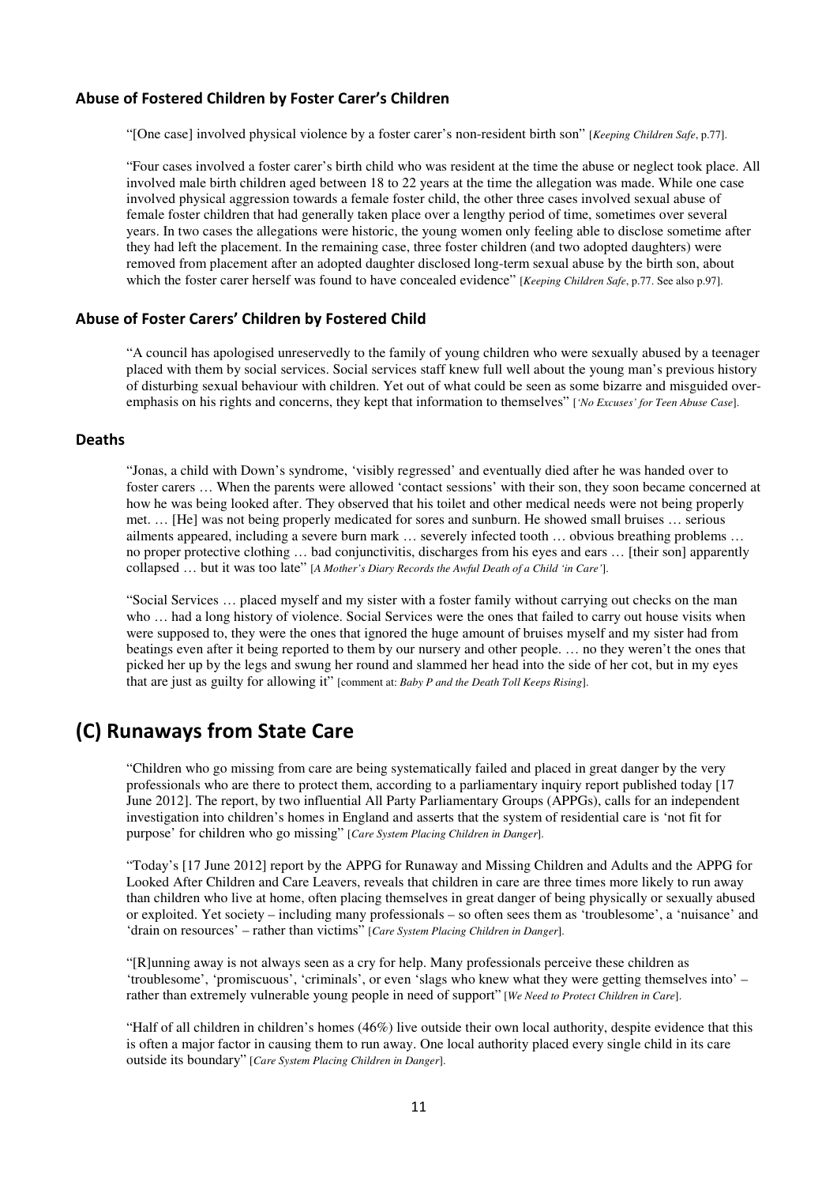### Abuse of Fostered Children by Foster Carer's Children

"[One case] involved physical violence by a foster carer's non-resident birth son" [*Keeping Children Safe*, p.77].

"Four cases involved a foster carer's birth child who was resident at the time the abuse or neglect took place. All involved male birth children aged between 18 to 22 years at the time the allegation was made. While one case involved physical aggression towards a female foster child, the other three cases involved sexual abuse of female foster children that had generally taken place over a lengthy period of time, sometimes over several years. In two cases the allegations were historic, the young women only feeling able to disclose sometime after they had left the placement. In the remaining case, three foster children (and two adopted daughters) were removed from placement after an adopted daughter disclosed long-term sexual abuse by the birth son, about which the foster carer herself was found to have concealed evidence" [*Keeping Children Safe*, p.77. See also p.97].

### Abuse of Foster Carers' Children by Fostered Child

"A council has apologised unreservedly to the family of young children who were sexually abused by a teenager placed with them by social services. Social services staff knew full well about the young man's previous history of disturbing sexual behaviour with children. Yet out of what could be seen as some bizarre and misguided over-emphasis on his rights and concerns, they kept that information to themselves" [*'No Excuses' for Teen Abuse Case*].

### Deaths

"Jonas, a child with Down's syndrome, 'visibly regressed' and eventually died after he was handed over to foster carers … When the parents were allowed 'contact sessions' with their son, they soon became concerned at how he was being looked after. They observed that his toilet and other medical needs were not being properly met. … [He] was not being properly medicated for sores and sunburn. He showed small bruises … serious ailments appeared, including a severe burn mark … severely infected tooth … obvious breathing problems … no proper protective clothing … bad conjunctivitis, discharges from his eyes and ears … [their son] apparently collapsed … but it was too late" [*A Mother's Diary Records the Awful Death of a Child 'in Care'*].

"Social Services … placed myself and my sister with a foster family without carrying out checks on the man who … had a long history of violence. Social Services were the ones that failed to carry out house visits when were supposed to, they were the ones that ignored the huge amount of bruises myself and my sister had from beatings even after it being reported to them by our nursery and other people. … no they weren't the ones that picked her up by the legs and swung her round and slammed her head into the side of her cot, but in my eyes that are just as guilty for allowing it" [comment at: *Baby P and the Death Toll Keeps Rising*].

## (C) Runaways from State Care

"Children who go missing from care are being systematically failed and placed in great danger by the very professionals who are there to protect them, according to a parliamentary inquiry report published today [17 June 2012]. The report, by two influential All Party Parliamentary Groups (APPGs), calls for an independent investigation into children's homes in England and asserts that the system of residential care is 'not fit for purpose' for children who go missing" [*Care System Placing Children in Danger*].

"Today's [17 June 2012] report by the APPG for Runaway and Missing Children and Adults and the APPG for Looked After Children and Care Leavers, reveals that children in care are three times more likely to run away than children who live at home, often placing themselves in great danger of being physically or sexually abused or exploited. Yet society – including many professionals – so often sees them as 'troublesome', a 'nuisance' and 'drain on resources' – rather than victims" [*Care System Placing Children in Danger*].

"[R]unning away is not always seen as a cry for help. Many professionals perceive these children as 'troublesome', 'promiscuous', 'criminals', or even 'slags who knew what they were getting themselves into' – rather than extremely vulnerable young people in need of support" [*We Need to Protect Children in Care*].

"Half of all children in children's homes (46%) live outside their own local authority, despite evidence that this is often a major factor in causing them to run away. One local authority placed every single child in its care outside its boundary" [*Care System Placing Children in Danger*].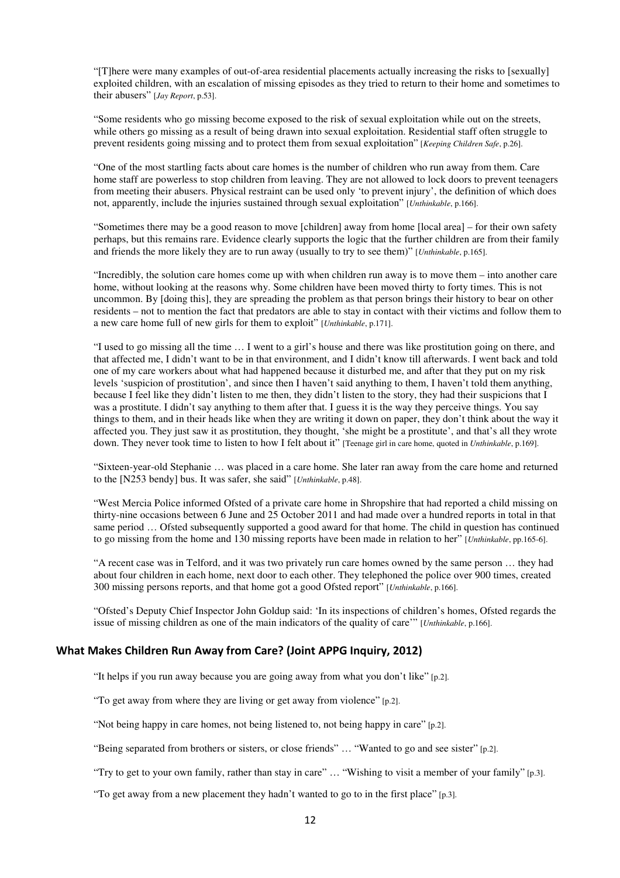"[T]here were many examples of out-of-area residential placements actually increasing the risks to [sexually] exploited children, with an escalation of missing episodes as they tried to return to their home and sometimes to their abusers" [*Jay Report*, p.53].

"Some residents who go missing become exposed to the risk of sexual exploitation while out on the streets, while others go missing as a result of being drawn into sexual exploitation. Residential staff often struggle to prevent residents going missing and to protect them from sexual exploitation" [*Keeping Children Safe*, p.26].

"One of the most startling facts about care homes is the number of children who run away from them. Care home staff are powerless to stop children from leaving. They are not allowed to lock doors to prevent teenagers from meeting their abusers. Physical restraint can be used only 'to prevent injury', the definition of which does not, apparently, include the injuries sustained through sexual exploitation" [*Unthinkable*, p.166].

"Sometimes there may be a good reason to move [children] away from home [local area] – for their own safety perhaps, but this remains rare. Evidence clearly supports the logic that the further children are from their family and friends the more likely they are to run away (usually to try to see them)" [*Unthinkable*, p.165].

"Incredibly, the solution care homes come up with when children run away is to move them – into another care home, without looking at the reasons why. Some children have been moved thirty to forty times. This is not uncommon. By [doing this], they are spreading the problem as that person brings their history to bear on other residents – not to mention the fact that predators are able to stay in contact with their victims and follow them to a new care home full of new girls for them to exploit" [*Unthinkable*, p.171].

"I used to go missing all the time … I went to a girl's house and there was like prostitution going on there, and that affected me, I didn't want to be in that environment, and I didn't know till afterwards. I went back and told one of my care workers about what had happened because it disturbed me, and after that they put on my risk levels 'suspicion of prostitution', and since then I haven't said anything to them, I haven't told them anything, because I feel like they didn't listen to me then, they didn't listen to the story, they had their suspicions that I was a prostitute. I didn't say anything to them after that. I guess it is the way they perceive things. You say things to them, and in their heads like when they are writing it down on paper, they don't think about the way it affected you. They just saw it as prostitution, they thought, 'she might be a prostitute', and that's all they wrote down. They never took time to listen to how I felt about it" [Teenage girl in care home, quoted in *Unthinkable*, p.169].

"Sixteen-year-old Stephanie … was placed in a care home. She later ran away from the care home and returned to the [N253 bendy] bus. It was safer, she said" [*Unthinkable*, p.48].

"West Mercia Police informed Ofsted of a private care home in Shropshire that had reported a child missing on thirty-nine occasions between 6 June and 25 October 2011 and had made over a hundred reports in total in that same period … Ofsted subsequently supported a good award for that home. The child in question has continued to go missing from the home and 130 missing reports have been made in relation to her" [*Unthinkable*, pp.165-6].

"A recent case was in Telford, and it was two privately run care homes owned by the same person … they had about four children in each home, next door to each other. They telephoned the police over 900 times, created 300 missing persons reports, and that home got a good Ofsted report" [*Unthinkable*, p.166].

"Ofsted's Deputy Chief Inspector John Goldup said: 'In its inspections of children's homes, Ofsted regards the issue of missing children as one of the main indicators of the quality of care'" [*Unthinkable*, p.166].

## What Makes Children Run Away from Care? (Joint APPG Inquiry, 2012)

"It helps if you run away because you are going away from what you don't like" [p.2].

"To get away from where they are living or get away from violence" [p.2].

"Not being happy in care homes, not being listened to, not being happy in care" [p.2].

"Being separated from brothers or sisters, or close friends" … "Wanted to go and see sister" [p.2].

"Try to get to your own family, rather than stay in care" … "Wishing to visit a member of your family" [p.3].

"To get away from a new placement they hadn't wanted to go to in the first place" [p.3].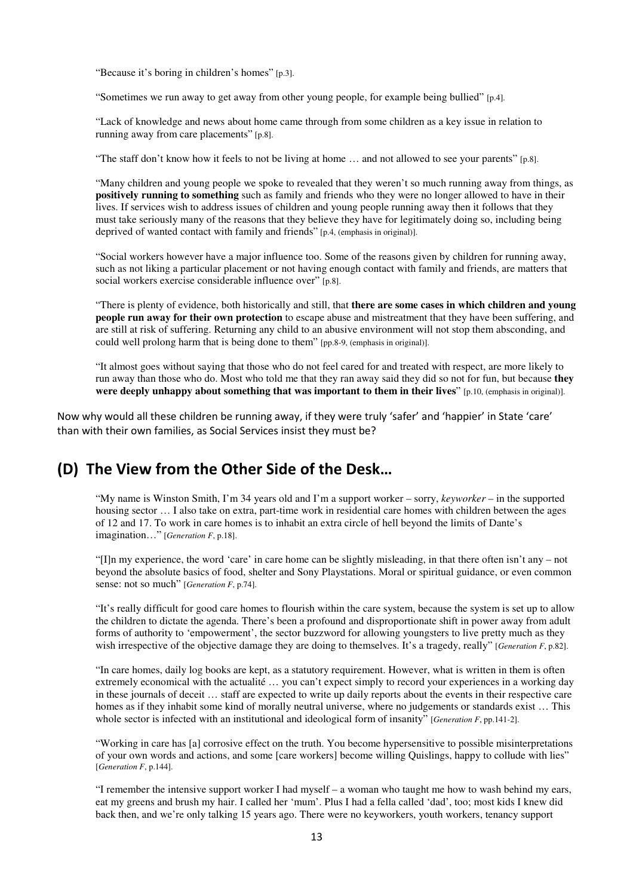"Because it's boring in children's homes" [p.3].

"Sometimes we run away to get away from other young people, for example being bullied" [p.4].

"Lack of knowledge and news about home came through from some children as a key issue in relation to running away from care placements" [p.8].

"The staff don't know how it feels to not be living at home … and not allowed to see your parents" [p.8].

"Many children and young people we spoke to revealed that they weren't so much running away from things, as **positively running to something** such as family and friends who they were no longer allowed to have in their lives. If services wish to address issues of children and young people running away then it follows that they must take seriously many of the reasons that they believe they have for legitimately doing so, including being deprived of wanted contact with family and friends" [p.4, (emphasis in original)].

"Social workers however have a major influence too. Some of the reasons given by children for running away, such as not liking a particular placement or not having enough contact with family and friends, are matters that social workers exercise considerable influence over" [p.8].

"There is plenty of evidence, both historically and still, that **there are some cases in which children and young people run away for their own protection** to escape abuse and mistreatment that they have been suffering, and are still at risk of suffering. Returning any child to an abusive environment will not stop them absconding, and could well prolong harm that is being done to them" [pp.8-9, (emphasis in original)].

"It almost goes without saying that those who do not feel cared for and treated with respect, are more likely to run away than those who do. Most who told me that they ran away said they did so not for fun, but because **they were deeply unhappy about something that was important to them in their lives**" [p.10, (emphasis in original)].

Now why would all these children be running away, if they were truly 'safer' and 'happier' in State 'care' than with their own families, as Social Services insist they must be?

## (D) The View from the Other Side of the Desk…

"My name is Winston Smith, I'm 34 years old and I'm a support worker – sorry, *keyworker* – in the supported housing sector … I also take on extra, part-time work in residential care homes with children between the ages of 12 and 17. To work in care homes is to inhabit an extra circle of hell beyond the limits of Dante's imagination…" [*Generation F*, p.18].

"[I]n my experience, the word 'care' in care home can be slightly misleading, in that there often isn't any – not beyond the absolute basics of food, shelter and Sony Playstations. Moral or spiritual guidance, or even common sense: not so much" [*Generation F*, p.74].

"It's really difficult for good care homes to flourish within the care system, because the system is set up to allow the children to dictate the agenda. There's been a profound and disproportionate shift in power away from adult forms of authority to 'empowerment', the sector buzzword for allowing youngsters to live pretty much as they wish irrespective of the objective damage they are doing to themselves. It's a tragedy, really" [*Generation F*, p.82].

"In care homes, daily log books are kept, as a statutory requirement. However, what is written in them is often extremely economical with the actualité … you can't expect simply to record your experiences in a working day in these journals of deceit … staff are expected to write up daily reports about the events in their respective care homes as if they inhabit some kind of morally neutral universe, where no judgements or standards exist … This whole sector is infected with an institutional and ideological form of insanity" [*Generation F*, pp.141-2].

"Working in care has [a] corrosive effect on the truth. You become hypersensitive to possible misinterpretations of your own words and actions, and some [care workers] become willing Quislings, happy to collude with lies" [*Generation F*, p.144].

"I remember the intensive support worker I had myself – a woman who taught me how to wash behind my ears, eat my greens and brush my hair. I called her 'mum'. Plus I had a fella called 'dad', too; most kids I knew did back then, and we're only talking 15 years ago. There were no keyworkers, youth workers, tenancy support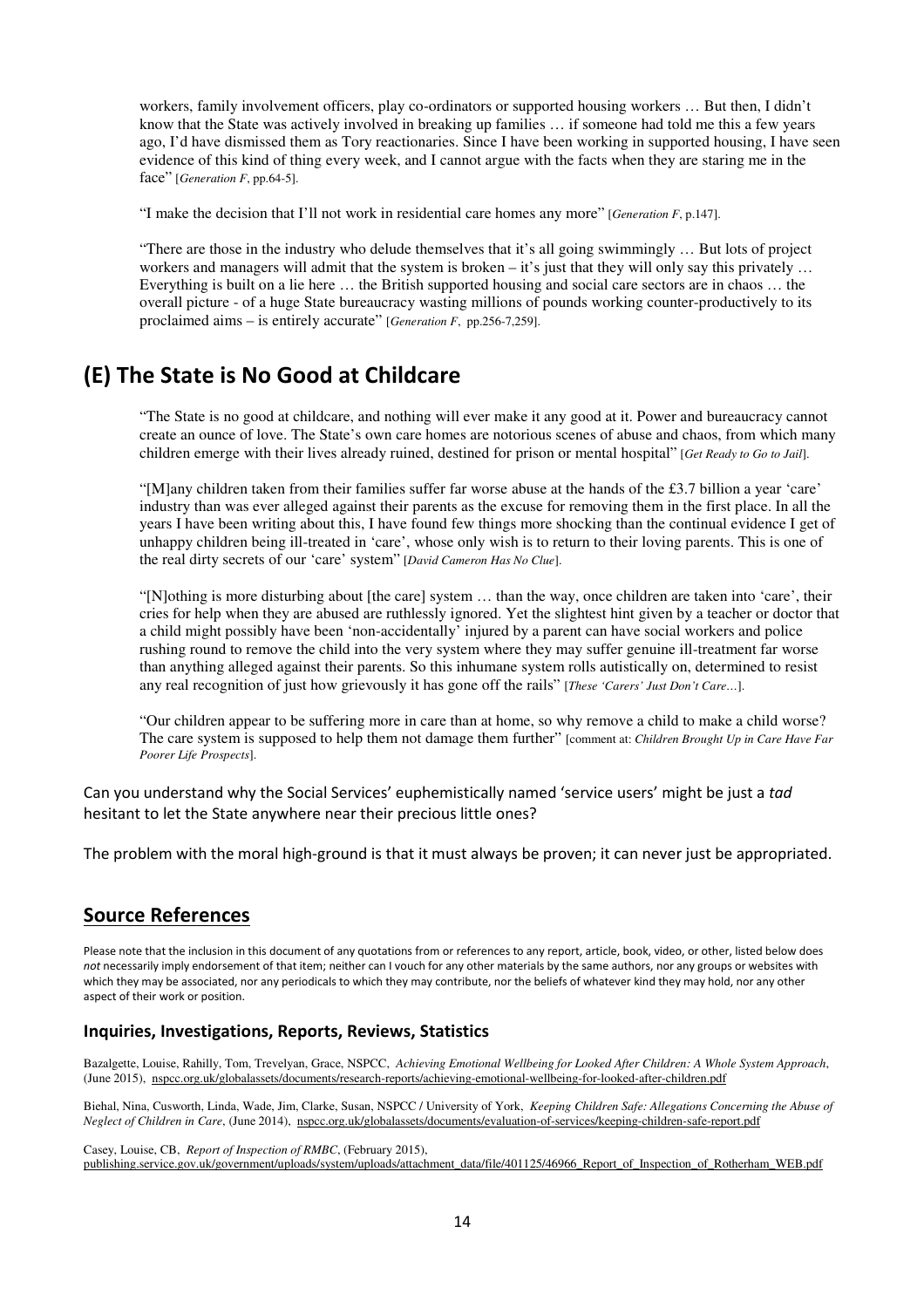workers, family involvement officers, play co-ordinators or supported housing workers … But then, I didn't know that the State was actively involved in breaking up families … if someone had told me this a few years ago, I'd have dismissed them as Tory reactionaries. Since I have been working in supported housing, I have seen evidence of this kind of thing every week, and I cannot argue with the facts when they are staring me in the face" [*Generation F*, pp.64-5].

"I make the decision that I'll not work in residential care homes any more" [*Generation F*, p.147].

"There are those in the industry who delude themselves that it's all going swimmingly … But lots of project workers and managers will admit that the system is broken – it's just that they will only say this privately … Everything is built on a lie here … the British supported housing and social care sectors are in chaos … the overall picture - of a huge State bureaucracy wasting millions of pounds working counter-productively to its proclaimed aims – is entirely accurate" [*Generation F*, pp.256-7,259].

## (E) The State is No Good at Childcare

"The State is no good at childcare, and nothing will ever make it any good at it. Power and bureaucracy cannot create an ounce of love. The State's own care homes are notorious scenes of abuse and chaos, from which many children emerge with their lives already ruined, destined for prison or mental hospital" [*Get Ready to Go to Jail*].

"[M]any children taken from their families suffer far worse abuse at the hands of the £3.7 billion a year 'care' industry than was ever alleged against their parents as the excuse for removing them in the first place. In all the years I have been writing about this, I have found few things more shocking than the continual evidence I get of unhappy children being ill-treated in 'care', whose only wish is to return to their loving parents. This is one of the real dirty secrets of our 'care' system" [*David Cameron Has No Clue*].

"[N]othing is more disturbing about [the care] system … than the way, once children are taken into 'care', their cries for help when they are abused are ruthlessly ignored. Yet the slightest hint given by a teacher or doctor that a child might possibly have been 'non-accidentally' injured by a parent can have social workers and police rushing round to remove the child into the very system where they may suffer genuine ill-treatment far worse than anything alleged against their parents. So this inhumane system rolls autistically on, determined to resist any real recognition of just how grievously it has gone off the rails" [*These 'Carers' Just Don't Care…*].

"Our children appear to be suffering more in care than at home, so why remove a child to make a child worse? The care system is supposed to help them not damage them further" [comment at: *Children Brought Up in Care Have Far Poorer Life Prospects*].

Can you understand why the Social Services' euphemistically named 'service users' might be just a *tad* hesitant to let the State anywhere near their precious little ones?

The problem with the moral high-ground is that it must always be proven; it can never just be appropriated.

## Source References

Please note that the inclusion in this document of any quotations from or references to any report, article, book, video, or other, listed below does *not* necessarily imply endorsement of that item; neither can I vouch for any other materials by the same authors, nor any groups or websites with which they may be associated, nor any periodicals to which they may contribute, nor the beliefs of whatever kind they may hold, nor any other aspect of their work or position.

### Inquiries, Investigations, Reports, Reviews, Statistics

Bazalgette, Louise, Rahilly, Tom, Trevelyan, Grace, NSPCC, *Achieving Emotional Wellbeing for Looked After Children: A Whole System Approach*, (June 2015), nspcc.org.uk/globalassets/documents/research-reports/achieving-emotional-wellbeing-for-looked-after-children.pdf

Biehal, Nina, Cusworth, Linda, Wade, Jim, Clarke, Susan, NSPCC / University of York, *Keeping Children Safe: Allegations Concerning the Abuse of Neglect of Children in Care*, (June 2014), nspcc.org.uk/globalassets/documents/evaluation-of-services/keeping-children-safe-report.pdf

Casey, Louise, CB, *Report of Inspection of RMBC*, (February 2015), publishing.service.gov.uk/government/uploads/system/uploads/attachment_data/file/401125/46966_Report_of_Inspection_of_Rotherham_WEB.pdf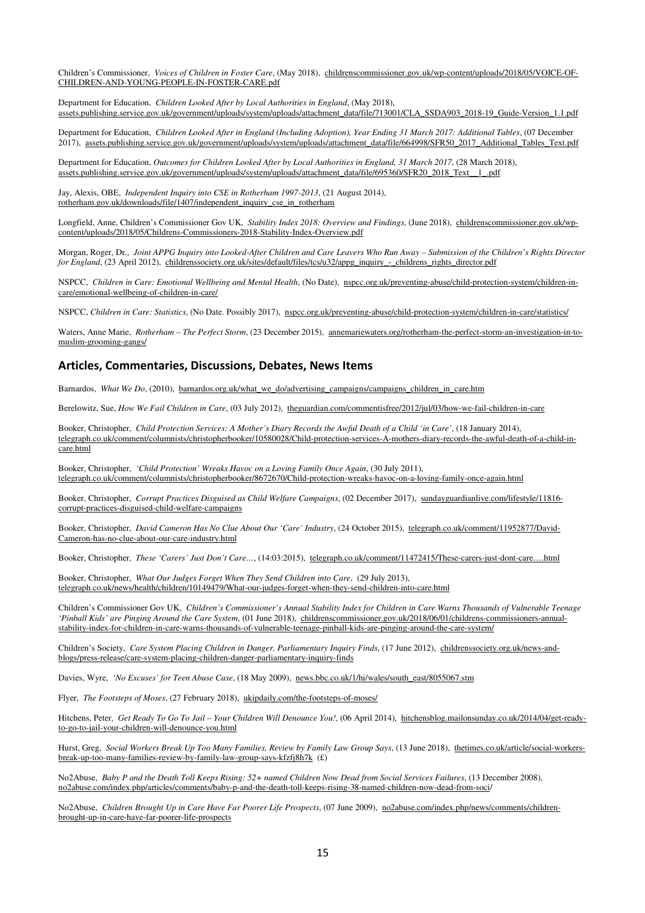Children's Commissioner, *Voices of Children in Foster Care*, (May 2018), childrenscommissioner.gov.uk/wp-content/uploads/2018/05/VOICE-OF-CHILDREN-AND-YOUNG-PEOPLE-IN-FOSTER-CARE.pdf

Department for Education, *Children Looked After by Local Authorities in England*, (May 2018), assets.publishing.service.gov.uk/government/uploads/system/uploads/attachment_data/file/713001/CLA_SSDA903_2018-19_Guide-Version_1.1.pdf

Department for Education, *Children Looked After in England (Including Adoption), Year Ending 31 March 2017: Additional Tables*, (07 December 2017), assets.publishing.service.gov.uk/government/uploads/system/uploads/attachment_data/file/664998/SFR50_2017_Additional_Tables_Text.pdf

Department for Education, *Outcomes for Children Looked After by Local Authorities in England, 31 March 2017*, (28 March 2018), assets.publishing.service.gov.uk/government/uploads/system/uploads/attachment_data/file/695360/SFR20_2018_Text__1_.pdf

Jay, Alexis, OBE, *Independent Inquiry into CSE in Rotherham 1997-2013*, (21 August 2014), rotherham.gov.uk/downloads/file/1407/independent_inquiry_cse_in_rotherham

Longfield, Anne, Children's Commissioner Gov UK, *Stability Index 2018: Overview and Findings*, (June 2018), childrenscommissioner.gov.uk/wp-content/uploads/2018/05/Childrens-Commissioners-2018-Stability-Index-Overview.pdf

Morgan, Roger, Dr., *Joint APPG Inquiry into Looked-After Children and Care Leavers Who Run Away – Submission of the Children's Rights Director for England*, (23 April 2012), childrenssociety.org.uk/sites/default/files/tcs/u32/appg_inquiry_-_childrens_rights_director.pdf

NSPCC, *Children in Care: Emotional Wellbeing and Mental Health*, (No Date), nspcc.org.uk/preventing-abuse/child-protection-system/children-in-care/emotional-wellbeing-of-children-in-care/

NSPCC, *Children in Care: Statistics*, (No Date. Possibly 2017), nspcc.org.uk/preventing-abuse/child-protection-system/children-in-care/statistics/

Waters, Anne Marie, *Rotherham – The Perfect Storm*, (23 December 2015), annemariewaters.org/rotherham-the-perfect-storm-an-investigation-in-to-muslim-grooming-gangs/

## Articles, Commentaries, Discussions, Debates, News Items

Barnardos, *What We Do*, (2010), barnardos.org.uk/what_we_do/advertising_campaigns/campaigns_children_in_care.htm

Berelowitz, Sue, *How We Fail Children in Care*, (03 July 2012), theguardian.com/commentisfree/2012/jul/03/how-we-fail-children-in-care

Booker, Christopher, *Child Protection Services: A Mother's Diary Records the Awful Death of a Child 'in Care'*, (18 January 2014), telegraph.co.uk/comment/columnists/christopherbooker/10580028/Child-protection-services-A-mothers-diary-records-the-awful-death-of-a-child-in-care.html

Booker, Christopher, *'Child Protection' Wreaks Havoc on a Loving Family Once Again*, (30 July 2011), telegraph.co.uk/comment/columnists/christopherbooker/8672670/Child-protection-wreaks-havoc-on-a-loving-family-once-again.html

Booker, Christopher, *Corrupt Practices Disguised as Child Welfare Campaigns*, (02 December 2017), sundayguardianlive.com/lifestyle/11816-corrupt-practices-disguised-child-welfare-campaigns

Booker, Christopher, *David Cameron Has No Clue About Our 'Care' Industry*, (24 October 2015), telegraph.co.uk/comment/11952877/David-Cameron-has-no-clue-about-our-care-industry.html

Booker, Christopher, *These 'Carers' Just Don't Care…*, (14:03:2015), telegraph.co.uk/comment/11472415/These-carers-just-dont-care….html

Booker, Christopher, *What Our Judges Forget When They Send Children into Care*, (29 July 2013), telegraph.co.uk/news/health/children/10149479/What-our-judges-forget-when-they-send-children-into-care.html

Children's Commissioner Gov UK, *Children's Commissioner's Annual Stability Index for Children in Care Warns Thousands of Vulnerable Teenage 'Pinball Kids' are Pinging Around the Care System*, (01 June 2018), childrenscommissioner.gov.uk/2018/06/01/childrens-commissioners-annual-stability-index-for-children-in-care-warns-thousands-of-vulnerable-teenage-pinball-kids-are-pinging-around-the-care-system/

Children's Society, *Care System Placing Children in Danger, Parliamentary Inquiry Finds*, (17 June 2012), childrenssociety.org.uk/news-and-blogs/press-release/care-system-placing-children-danger-parliamentary-inquiry-finds

Davies, Wyre, *'No Excuses' for Teen Abuse Case*, (18 May 2009), news.bbc.co.uk/1/hi/wales/south_east/8055067.stm

Flyer, *The Footsteps of Moses*, (27 February 2018), ukipdaily.com/the-footsteps-of-moses/

Hitchens, Peter, *Get Ready To Go To Jail – Your Children Will Denounce You!*, (06 April 2014), hitchensblog.mailonsunday.co.uk/2014/04/get-ready-to-go-to-jail-your-children-will-denounce-you.html

Hurst, Greg, *Social Workers Break Up Too Many Families, Review by Family Law Group Says*, (13 June 2018), thetimes.co.uk/article/social-workers-break-up-too-many-families-review-by-family-law-group-says-kfzfj8h7k (£)

No2Abuse, *Baby P and the Death Toll Keeps Rising: 52+ named Children Now Dead from Social Services Failures*, (13 December 2008), no2abuse.com/index.php/articles/comments/baby-p-and-the-death-toll-keeps-rising-38-named-children-now-dead-from-soci/

No2Abuse, *Children Brought Up in Care Have Far Poorer Life Prospects*, (07 June 2009), no2abuse.com/index.php/news/comments/children-brought-up-in-care-have-far-poorer-life-prospects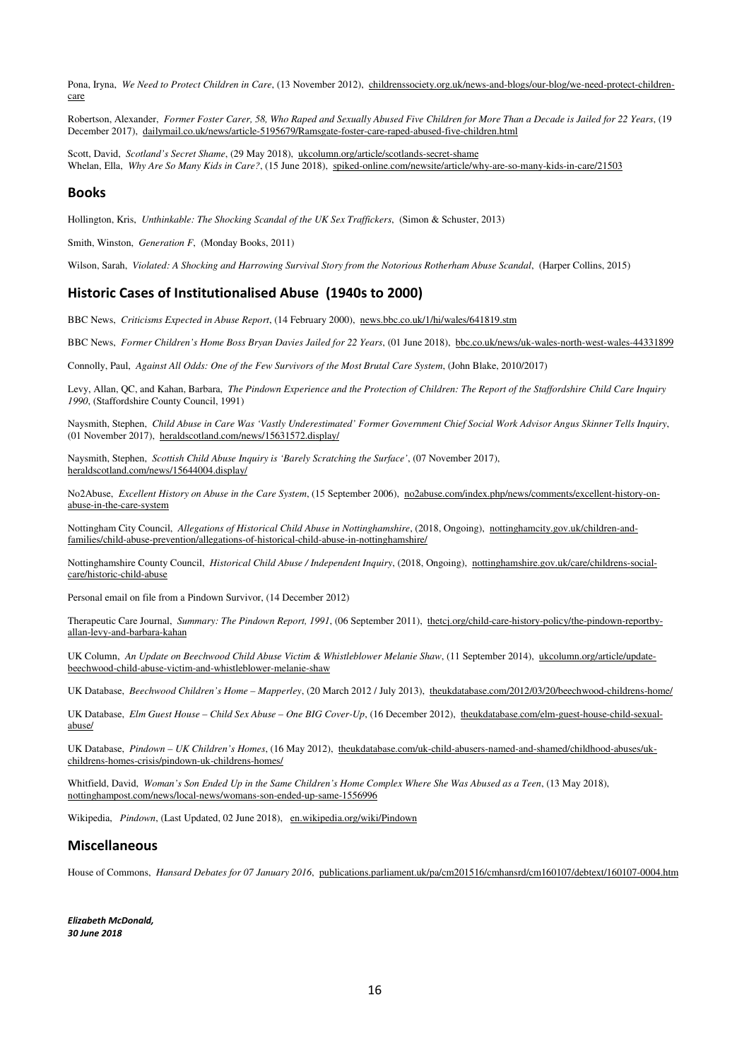Pona, Iryna, *We Need to Protect Children in Care*, (13 November 2012), childrenssociety.org.uk/news-and-blogs/our-blog/we-need-protect-children-care

Robertson, Alexander, *Former Foster Carer, 58, Who Raped and Sexually Abused Five Children for More Than a Decade is Jailed for 22 Years*, (19 December 2017), dailymail.co.uk/news/article-5195679/Ramsgate-foster-care-raped-abused-five-children.html

Scott, David, *Scotland's Secret Shame*, (29 May 2018), ukcolumn.org/article/scotlands-secret-shame
Whelan, Ella, *Why Are So Many Kids in Care?*, (15 June 2018), spiked-online.com/newsite/article/why-are-so-many-kids-in-care/21503

## Books

Hollington, Kris, *Unthinkable: The Shocking Scandal of the UK Sex Traffickers*, (Simon & Schuster, 2013)

Smith, Winston, *Generation F*, (Monday Books, 2011)

Wilson, Sarah, *Violated: A Shocking and Harrowing Survival Story from the Notorious Rotherham Abuse Scandal*, (Harper Collins, 2015)

## Historic Cases of Institutionalised Abuse (1940s to 2000)

BBC News, *Criticisms Expected in Abuse Report*, (14 February 2000), news.bbc.co.uk/1/hi/wales/641819.stm

BBC News, *Former Children's Home Boss Bryan Davies Jailed for 22 Years*, (01 June 2018), bbc.co.uk/news/uk-wales-north-west-wales-44331899

Connolly, Paul, *Against All Odds: One of the Few Survivors of the Most Brutal Care System*, (John Blake, 2010/2017)

Levy, Allan, QC, and Kahan, Barbara, *The Pindown Experience and the Protection of Children: The Report of the Staffordshire Child Care Inquiry 1990*, (Staffordshire County Council, 1991)

Naysmith, Stephen, *Child Abuse in Care Was 'Vastly Underestimated' Former Government Chief Social Work Advisor Angus Skinner Tells Inquiry*, (01 November 2017), heraldscotland.com/news/15631572.display/

Naysmith, Stephen, *Scottish Child Abuse Inquiry is 'Barely Scratching the Surface'*, (07 November 2017), heraldscotland.com/news/15644004.display/

No2Abuse, *Excellent History on Abuse in the Care System*, (15 September 2006), no2abuse.com/index.php/news/comments/excellent-history-on-abuse-in-the-care-system

Nottingham City Council, *Allegations of Historical Child Abuse in Nottinghamshire*, (2018, Ongoing), nottinghamcity.gov.uk/children-and-families/child-abuse-prevention/allegations-of-historical-child-abuse-in-nottinghamshire/

Nottinghamshire County Council, *Historical Child Abuse / Independent Inquiry*, (2018, Ongoing), nottinghamshire.gov.uk/care/childrens-social-care/historic-child-abuse

Personal email on file from a Pindown Survivor, (14 December 2012)

Therapeutic Care Journal, *Summary: The Pindown Report, 1991*, (06 September 2011), thetcj.org/child-care-history-policy/the-pindown-reportby-allan-levy-and-barbara-kahan

UK Column, *An Update on Beechwood Child Abuse Victim & Whistleblower Melanie Shaw*, (11 September 2014), ukcolumn.org/article/update-beechwood-child-abuse-victim-and-whistleblower-melanie-shaw

UK Database, *Beechwood Children's Home – Mapperley*, (20 March 2012 / July 2013), theukdatabase.com/2012/03/20/beechwood-childrens-home/

UK Database, *Elm Guest House – Child Sex Abuse – One BIG Cover-Up*, (16 December 2012), theukdatabase.com/elm-guest-house-child-sexual-abuse/

UK Database, *Pindown – UK Children's Homes*, (16 May 2012), theukdatabase.com/uk-child-abusers-named-and-shamed/childhood-abuses/uk-childrens-homes-crisis/pindown-uk-childrens-homes/

Whitfield, David, *Woman's Son Ended Up in the Same Children's Home Complex Where She Was Abused as a Teen*, (13 May 2018), nottinghampost.com/news/local-news/womans-son-ended-up-same-1556996

Wikipedia, *Pindown*, (Last Updated, 02 June 2018), en.wikipedia.org/wiki/Pindown

## Miscellaneous

House of Commons, *Hansard Debates for 07 January 2016*, publications.parliament.uk/pa/cm201516/cmhansrd/cm160107/debtext/160107-0004.htm

***Elizabeth McDonald,***
***30 June 2018***